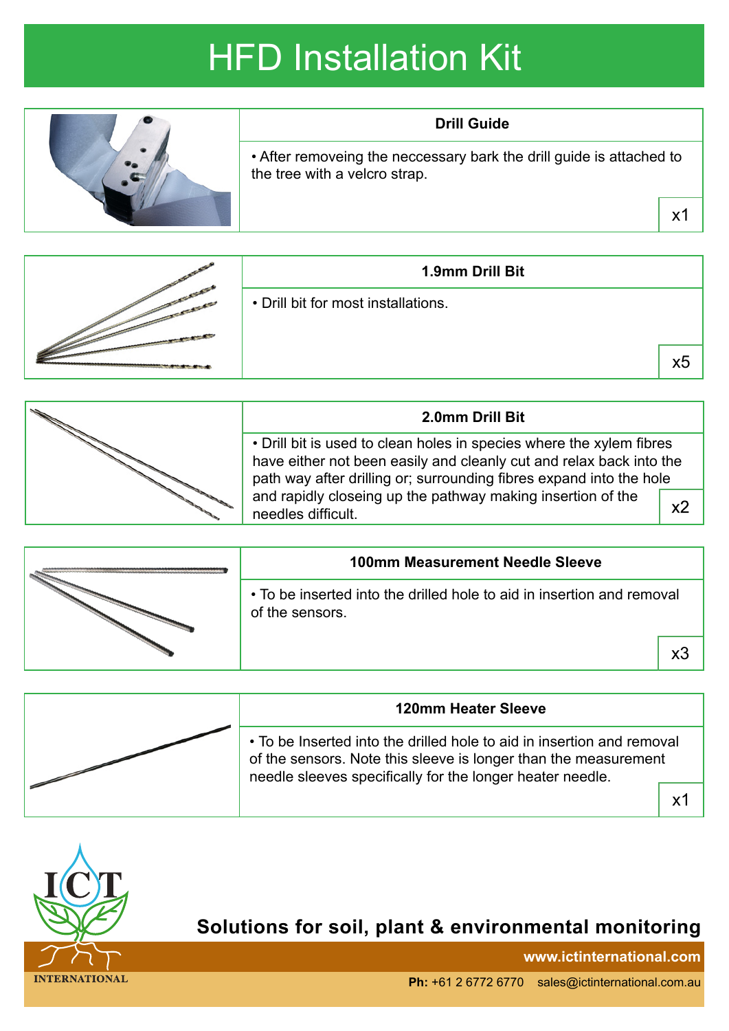# HFD Installation Kit

### Drill Guide

• After removeing the neccessary bark the drill guide is attached to the tree with a velcro strap.

x1

### 1.9mm Drill Bit

• Drill bit for most installations.

x5

### 2.0mm Drill Bit

• Drill bit is used to clean holes in species where the xylem fibres have either not been easily and cleanly cut and relax back into the path way after drilling or; surrounding fibres expand into the hole and rapidly closeing up the pathway making insertion of the needles difficult.

x2

### 100mm Measurement Needle Sleeve

• To be inserted into the drilled hole to aid in insertion and removal of the sensors.

x3

### 120mm Heater Sleeve

• To be Inserted into the drilled hole to aid in insertion and removal of the sensors. Note this sleeve is longer than the measurement needle sleeves specifically for the longer heater needle.

x1

ICT INTERNATIONAL

**Solutions for soil, plant & environmental monitoring**

**www.ictinternational.com**

**Ph:** +61 2 6772 6770 sales@ictinternational.com.au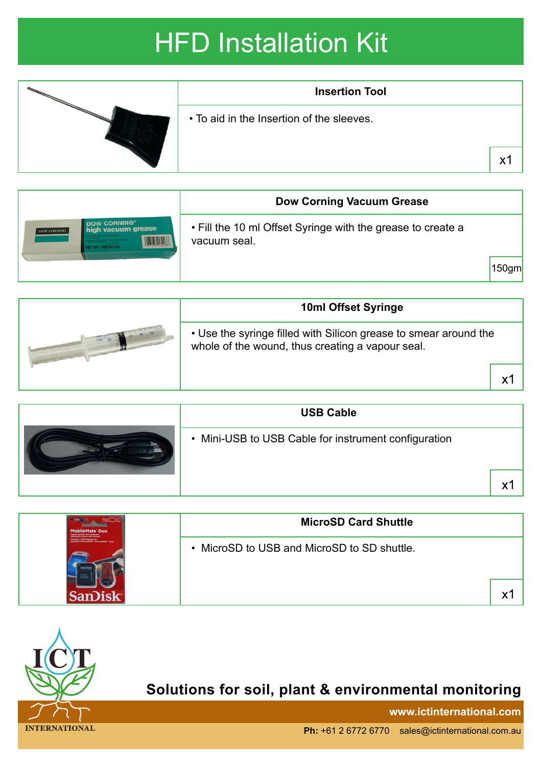# HFD Installation Kit

| | |
|---|---|
| | **Insertion Tool** |
| | • To aid in the Insertion of the sleeves. |
| | x1 |

| | |
|---|---|
| | **Dow Corning Vacuum Grease** |
| | • Fill the 10 ml Offset Syringe with the grease to create a vacuum seal. |
| | 150gm |

| | |
|---|---|
| | **10ml Offset Syringe** |
| | • Use the syringe filled with Silicon grease to smear around the whole of the wound, thus creating a vapour seal. |
| | x1 |

| | |
|---|---|
| | **USB Cable** |
| | • Mini-USB to USB Cable for instrument configuration |
| | x1 |

| | |
|---|---|
| | **MicroSD Card Shuttle** |
| | • MicroSD to USB and MicroSD to SD shuttle. |
| | x1 |

**Solutions for soil, plant & environmental monitoring**

**www.ictinternational.com**

**Ph:** +61 2 6772 6770 sales@ictinternational.com.au